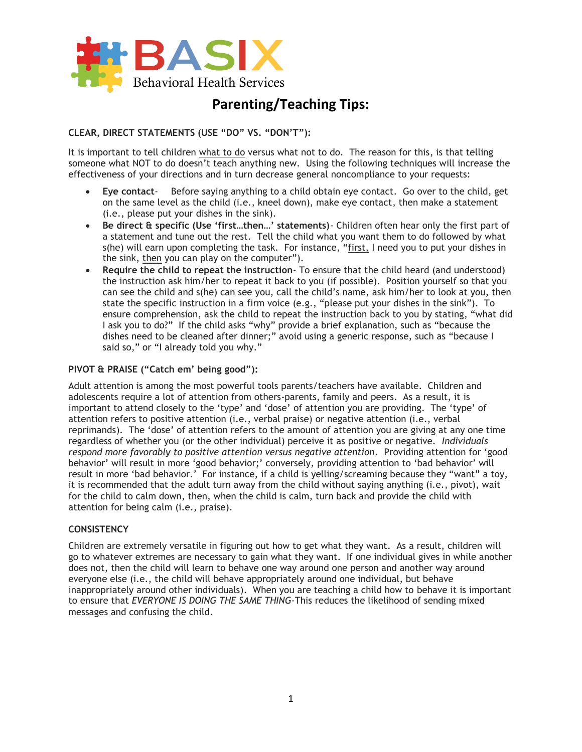BASIX
Behavioral Health Services

# Parenting/Teaching Tips:

## CLEAR, DIRECT STATEMENTS (USE "DO" VS. "DON'T"):

It is important to tell children <u>what to do</u> versus what not to do. The reason for this, is that telling someone what NOT to do doesn't teach anything new. Using the following techniques will increase the effectiveness of your directions and in turn decrease general noncompliance to your requests:

- **Eye contact**- Before saying anything to a child obtain eye contact. Go over to the child, get on the same level as the child (i.e., kneel down), make eye contact, then make a statement (i.e., please put your dishes in the sink).
- **Be direct & specific (Use 'first…then…' statements)**- Children often hear only the first part of a statement and tune out the rest. Tell the child what you want them to do followed by what s(he) will earn upon completing the task. For instance, "<u>first,</u> I need you to put your dishes in the sink, <u>then</u> you can play on the computer").
- **Require the child to repeat the instruction**- To ensure that the child heard (and understood) the instruction ask him/her to repeat it back to you (if possible). Position yourself so that you can see the child and s(he) can see you, call the child's name, ask him/her to look at you, then state the specific instruction in a firm voice (e.g., "please put your dishes in the sink"). To ensure comprehension, ask the child to repeat the instruction back to you by stating, "what did I ask you to do?" If the child asks "why" provide a brief explanation, such as "because the dishes need to be cleaned after dinner;" avoid using a generic response, such as "because I said so," or "I already told you why."

## PIVOT & PRAISE ("Catch em' being good"):

Adult attention is among the most powerful tools parents/teachers have available. Children and adolescents require a lot of attention from others-parents, family and peers. As a result, it is important to attend closely to the 'type' and 'dose' of attention you are providing. The 'type' of attention refers to positive attention (i.e., verbal praise) or negative attention (i.e., verbal reprimands). The 'dose' of attention refers to the amount of attention you are giving at any one time regardless of whether you (or the other individual) perceive it as positive or negative. *Individuals respond more favorably to positive attention versus negative attention*. Providing attention for 'good behavior' will result in more 'good behavior;' conversely, providing attention to 'bad behavior' will result in more 'bad behavior.' For instance, if a child is yelling/screaming because they "want" a toy, it is recommended that the adult turn away from the child without saying anything (i.e., pivot), wait for the child to calm down, then, when the child is calm, turn back and provide the child with attention for being calm (i.e., praise).

## CONSISTENCY

Children are extremely versatile in figuring out how to get what they want. As a result, children will go to whatever extremes are necessary to gain what they want. If one individual gives in while another does not, then the child will learn to behave one way around one person and another way around everyone else (i.e., the child will behave appropriately around one individual, but behave inappropriately around other individuals). When you are teaching a child how to behave it is important to ensure that *EVERYONE IS DOING THE SAME THING*-This reduces the likelihood of sending mixed messages and confusing the child.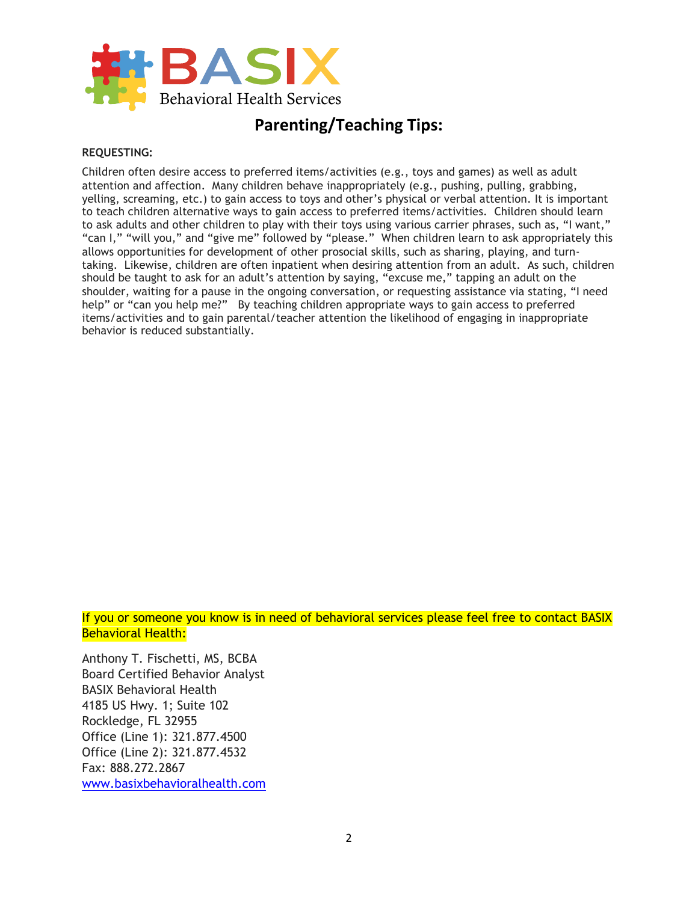BASIX
Behavioral Health Services

## Parenting/Teaching Tips:

**REQUESTING:**

Children often desire access to preferred items/activities (e.g., toys and games) as well as adult attention and affection. Many children behave inappropriately (e.g., pushing, pulling, grabbing, yelling, screaming, etc.) to gain access to toys and other's physical or verbal attention. It is important to teach children alternative ways to gain access to preferred items/activities. Children should learn to ask adults and other children to play with their toys using various carrier phrases, such as, "I want," "can I," "will you," and "give me" followed by "please." When children learn to ask appropriately this allows opportunities for development of other prosocial skills, such as sharing, playing, and turn-taking. Likewise, children are often inpatient when desiring attention from an adult. As such, children should be taught to ask for an adult's attention by saying, "excuse me," tapping an adult on the shoulder, waiting for a pause in the ongoing conversation, or requesting assistance via stating, "I need help" or "can you help me?" By teaching children appropriate ways to gain access to preferred items/activities and to gain parental/teacher attention the likelihood of engaging in inappropriate behavior is reduced substantially.

If you or someone you know is in need of behavioral services please feel free to contact BASIX Behavioral Health:

Anthony T. Fischetti, MS, BCBA
Board Certified Behavior Analyst
BASIX Behavioral Health
4185 US Hwy. 1; Suite 102
Rockledge, FL 32955
Office (Line 1): 321.877.4500
Office (Line 2): 321.877.4532
Fax: 888.272.2867
www.basixbehavioralhealth.com